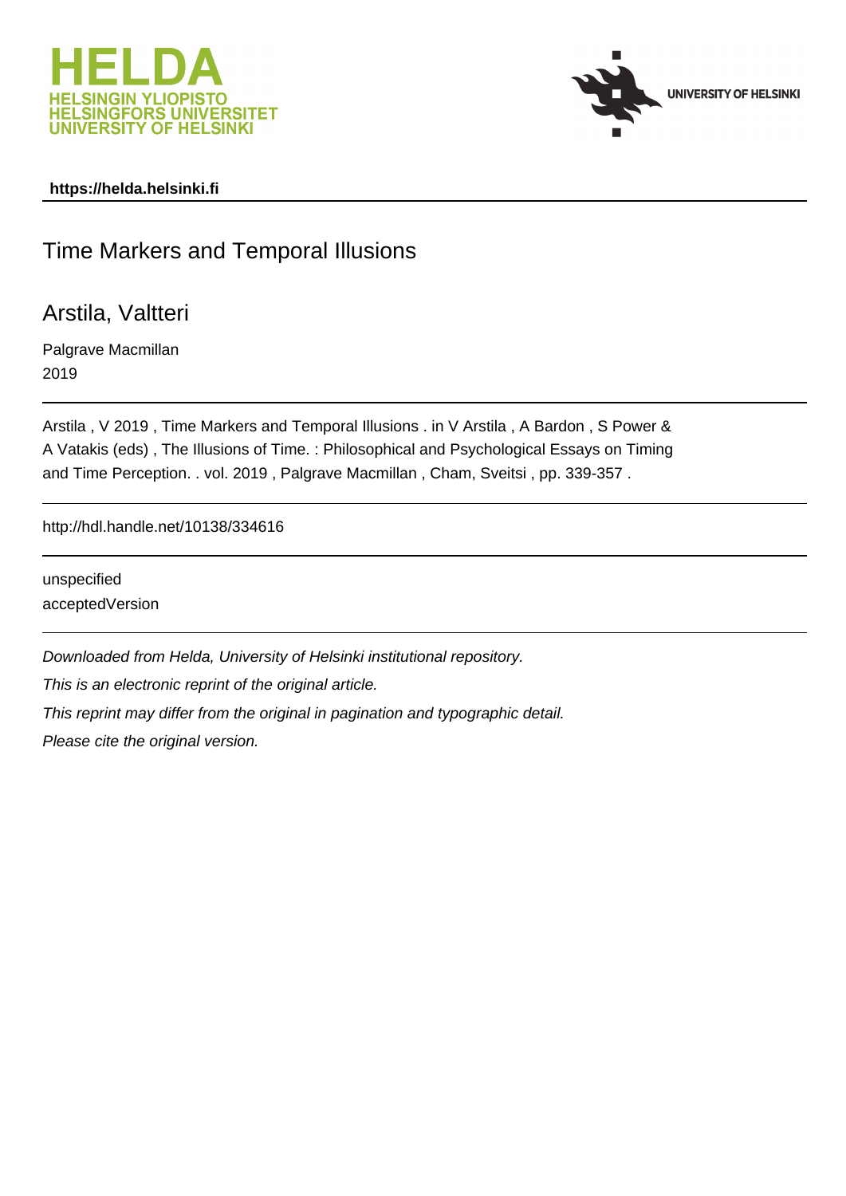HELDA
HELSINGIN YLIOPISTO
HELSINGFORS UNIVERSITET
UNIVERSITY OF HELSINKI

UNIVERSITY OF HELSINKI

**https://helda.helsinki.fi**

# Time Markers and Temporal Illusions

## Arstila, Valtteri

Palgrave Macmillan
2019

Arstila , V 2019 , Time Markers and Temporal Illusions . in V Arstila , A Bardon , S Power & A Vatakis (eds) , The Illusions of Time. : Philosophical and Psychological Essays on Timing and Time Perception. . vol. 2019 , Palgrave Macmillan , Cham, Sveitsi , pp. 339-357 .

http://hdl.handle.net/10138/334616

unspecified
acceptedVersion

*Downloaded from Helda, University of Helsinki institutional repository.*
*This is an electronic reprint of the original article.*
*This reprint may differ from the original in pagination and typographic detail.*
*Please cite the original version.*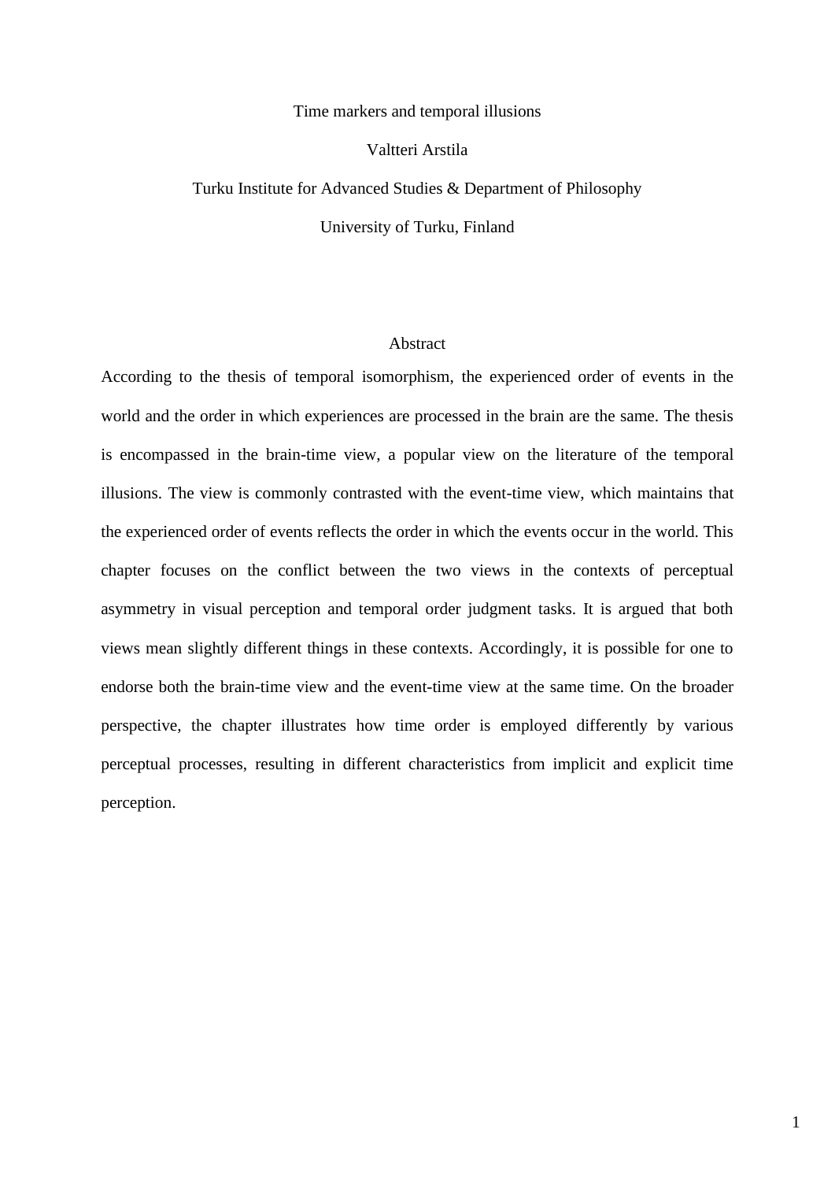# Time markers and temporal illusions

Valtteri Arstila

Turku Institute for Advanced Studies & Department of Philosophy

University of Turku, Finland

## Abstract

According to the thesis of temporal isomorphism, the experienced order of events in the world and the order in which experiences are processed in the brain are the same. The thesis is encompassed in the brain-time view, a popular view on the literature of the temporal illusions. The view is commonly contrasted with the event-time view, which maintains that the experienced order of events reflects the order in which the events occur in the world. This chapter focuses on the conflict between the two views in the contexts of perceptual asymmetry in visual perception and temporal order judgment tasks. It is argued that both views mean slightly different things in these contexts. Accordingly, it is possible for one to endorse both the brain-time view and the event-time view at the same time. On the broader perspective, the chapter illustrates how time order is employed differently by various perceptual processes, resulting in different characteristics from implicit and explicit time perception.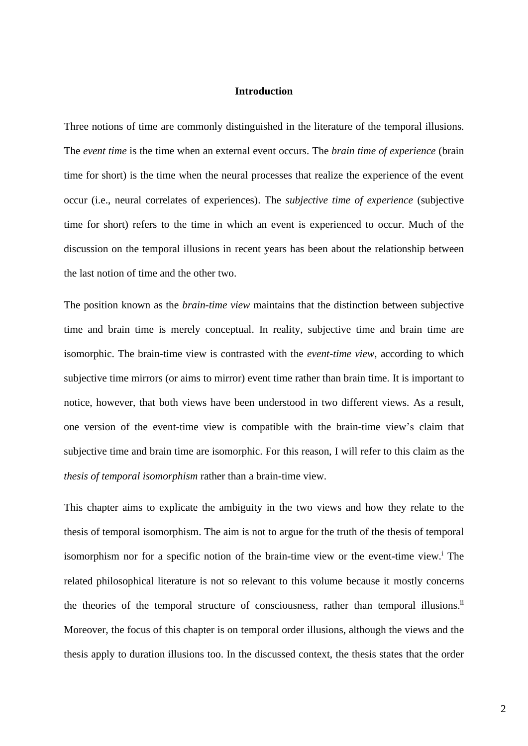## Introduction

Three notions of time are commonly distinguished in the literature of the temporal illusions. The *event time* is the time when an external event occurs. The *brain time of experience* (brain time for short) is the time when the neural processes that realize the experience of the event occur (i.e., neural correlates of experiences). The *subjective time of experience* (subjective time for short) refers to the time in which an event is experienced to occur. Much of the discussion on the temporal illusions in recent years has been about the relationship between the last notion of time and the other two.

The position known as the *brain-time view* maintains that the distinction between subjective time and brain time is merely conceptual. In reality, subjective time and brain time are isomorphic. The brain-time view is contrasted with the *event-time view*, according to which subjective time mirrors (or aims to mirror) event time rather than brain time. It is important to notice, however, that both views have been understood in two different views. As a result, one version of the event-time view is compatible with the brain-time view's claim that subjective time and brain time are isomorphic. For this reason, I will refer to this claim as the *thesis of temporal isomorphism* rather than a brain-time view.

This chapter aims to explicate the ambiguity in the two views and how they relate to the thesis of temporal isomorphism. The aim is not to argue for the truth of the thesis of temporal isomorphism nor for a specific notion of the brain-time view or the event-time view.[i] The related philosophical literature is not so relevant to this volume because it mostly concerns the theories of the temporal structure of consciousness, rather than temporal illusions.[ii] Moreover, the focus of this chapter is on temporal order illusions, although the views and the thesis apply to duration illusions too. In the discussed context, the thesis states that the order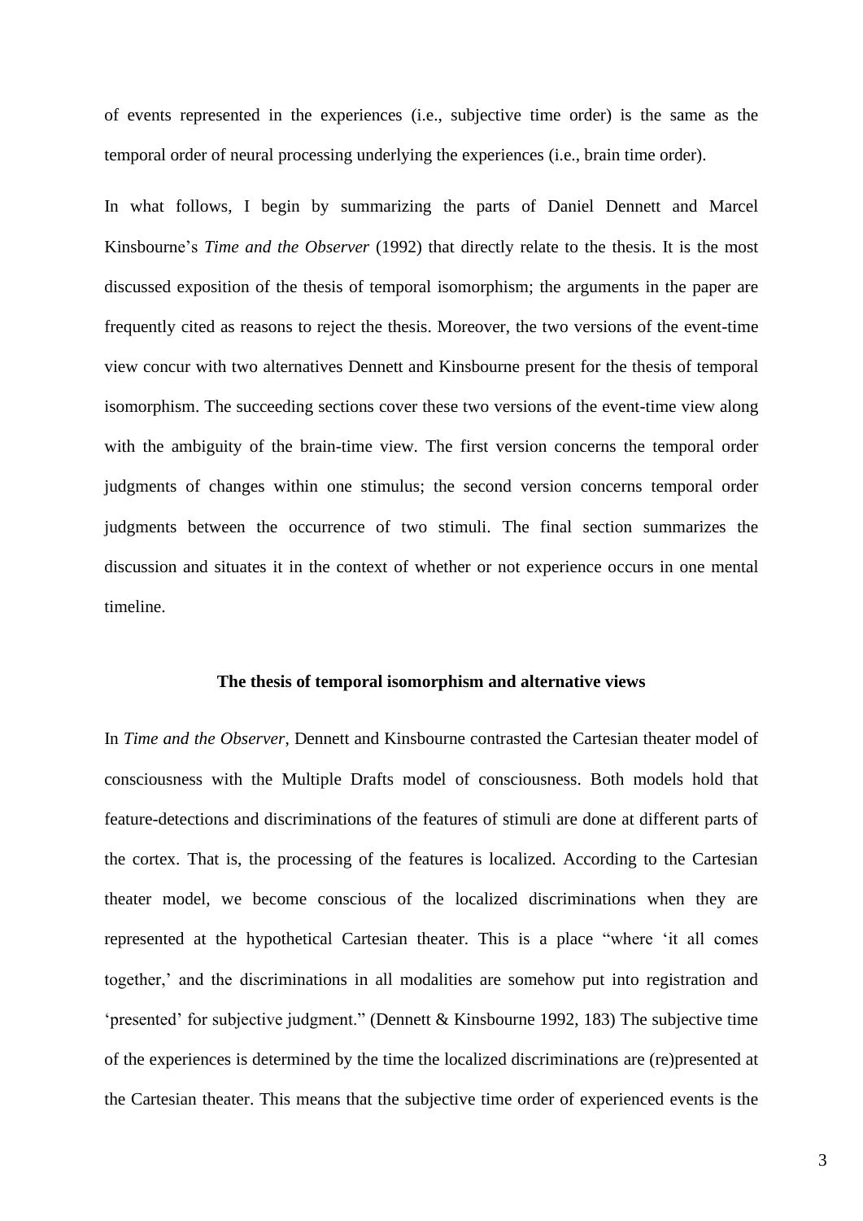of events represented in the experiences (i.e., subjective time order) is the same as the temporal order of neural processing underlying the experiences (i.e., brain time order).

In what follows, I begin by summarizing the parts of Daniel Dennett and Marcel Kinsbourne's *Time and the Observer* (1992) that directly relate to the thesis. It is the most discussed exposition of the thesis of temporal isomorphism; the arguments in the paper are frequently cited as reasons to reject the thesis. Moreover, the two versions of the event-time view concur with two alternatives Dennett and Kinsbourne present for the thesis of temporal isomorphism. The succeeding sections cover these two versions of the event-time view along with the ambiguity of the brain-time view. The first version concerns the temporal order judgments of changes within one stimulus; the second version concerns temporal order judgments between the occurrence of two stimuli. The final section summarizes the discussion and situates it in the context of whether or not experience occurs in one mental timeline.

## The thesis of temporal isomorphism and alternative views

In *Time and the Observer*, Dennett and Kinsbourne contrasted the Cartesian theater model of consciousness with the Multiple Drafts model of consciousness. Both models hold that feature-detections and discriminations of the features of stimuli are done at different parts of the cortex. That is, the processing of the features is localized. According to the Cartesian theater model, we become conscious of the localized discriminations when they are represented at the hypothetical Cartesian theater. This is a place "where 'it all comes together,' and the discriminations in all modalities are somehow put into registration and 'presented' for subjective judgment." (Dennett & Kinsbourne 1992, 183) The subjective time of the experiences is determined by the time the localized discriminations are (re)presented at the Cartesian theater. This means that the subjective time order of experienced events is the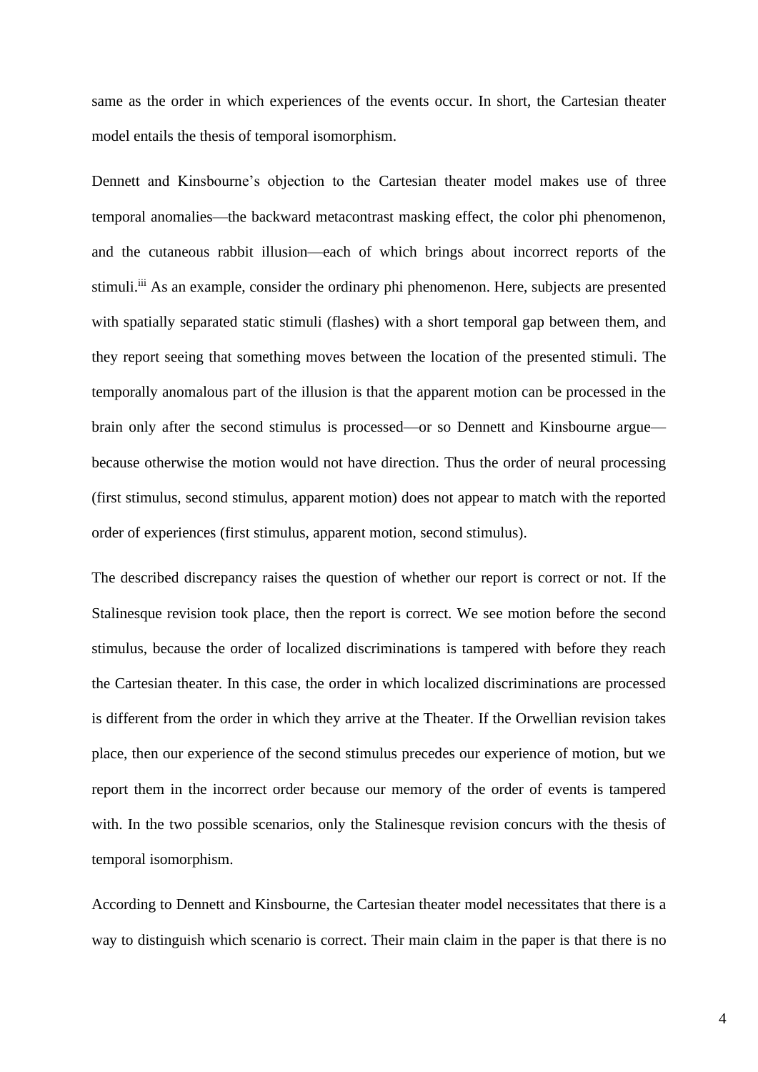same as the order in which experiences of the events occur. In short, the Cartesian theater model entails the thesis of temporal isomorphism.

Dennett and Kinsbourne's objection to the Cartesian theater model makes use of three temporal anomalies—the backward metacontrast masking effect, the color phi phenomenon, and the cutaneous rabbit illusion—each of which brings about incorrect reports of the stimuli.[iii] As an example, consider the ordinary phi phenomenon. Here, subjects are presented with spatially separated static stimuli (flashes) with a short temporal gap between them, and they report seeing that something moves between the location of the presented stimuli. The temporally anomalous part of the illusion is that the apparent motion can be processed in the brain only after the second stimulus is processed—or so Dennett and Kinsbourne argue—because otherwise the motion would not have direction. Thus the order of neural processing (first stimulus, second stimulus, apparent motion) does not appear to match with the reported order of experiences (first stimulus, apparent motion, second stimulus).

The described discrepancy raises the question of whether our report is correct or not. If the Stalinesque revision took place, then the report is correct. We see motion before the second stimulus, because the order of localized discriminations is tampered with before they reach the Cartesian theater. In this case, the order in which localized discriminations are processed is different from the order in which they arrive at the Theater. If the Orwellian revision takes place, then our experience of the second stimulus precedes our experience of motion, but we report them in the incorrect order because our memory of the order of events is tampered with. In the two possible scenarios, only the Stalinesque revision concurs with the thesis of temporal isomorphism.

According to Dennett and Kinsbourne, the Cartesian theater model necessitates that there is a way to distinguish which scenario is correct. Their main claim in the paper is that there is no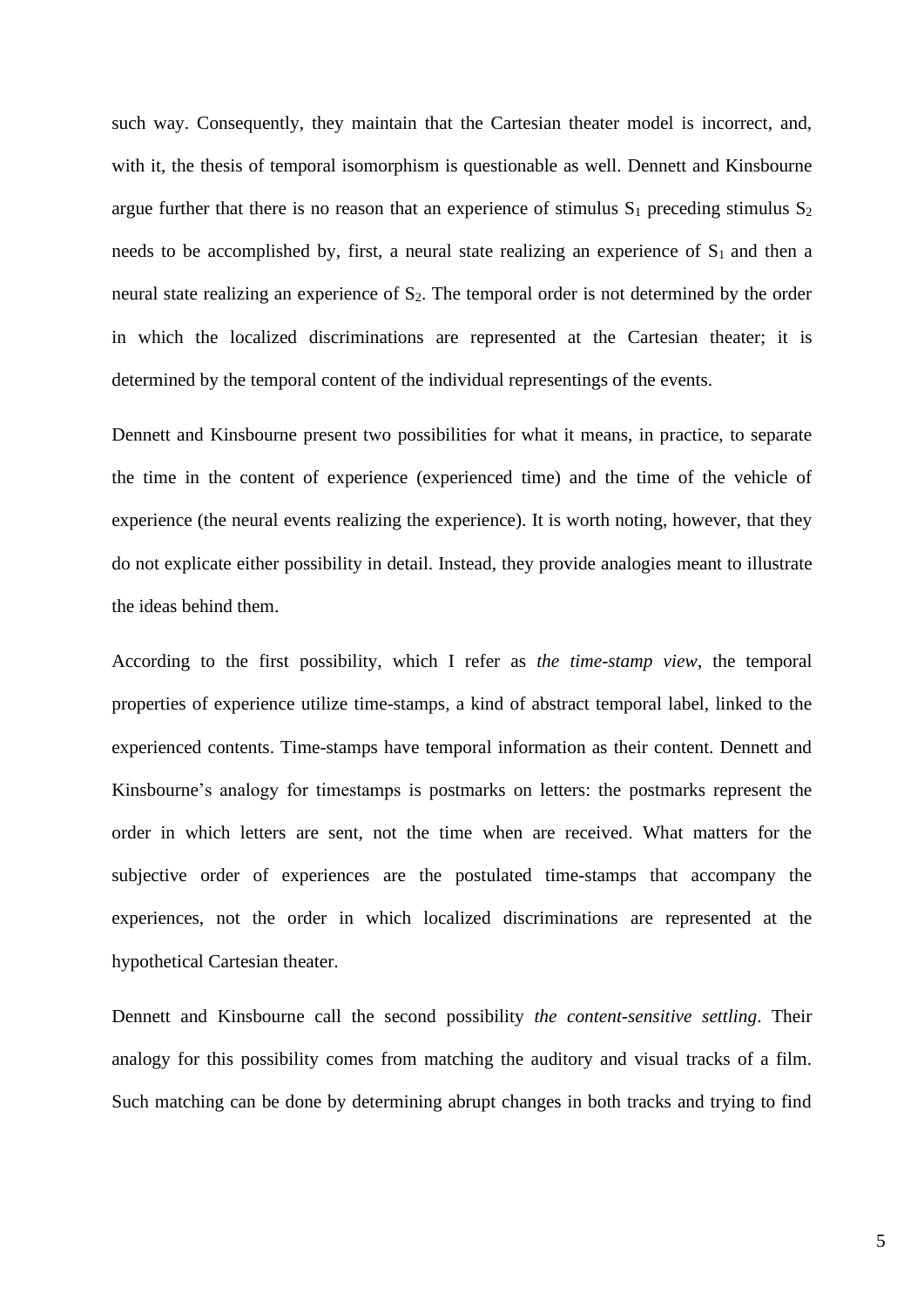such way. Consequently, they maintain that the Cartesian theater model is incorrect, and, with it, the thesis of temporal isomorphism is questionable as well. Dennett and Kinsbourne argue further that there is no reason that an experience of stimulus $S_1$ preceding stimulus $S_2$ needs to be accomplished by, first, a neural state realizing an experience of $S_1$ and then a neural state realizing an experience of $S_2$. The temporal order is not determined by the order in which the localized discriminations are represented at the Cartesian theater; it is determined by the temporal content of the individual representings of the events.

Dennett and Kinsbourne present two possibilities for what it means, in practice, to separate the time in the content of experience (experienced time) and the time of the vehicle of experience (the neural events realizing the experience). It is worth noting, however, that they do not explicate either possibility in detail. Instead, they provide analogies meant to illustrate the ideas behind them.

According to the first possibility, which I refer as *the time-stamp view*, the temporal properties of experience utilize time-stamps, a kind of abstract temporal label, linked to the experienced contents. Time-stamps have temporal information as their content. Dennett and Kinsbourne's analogy for timestamps is postmarks on letters: the postmarks represent the order in which letters are sent, not the time when are received. What matters for the subjective order of experiences are the postulated time-stamps that accompany the experiences, not the order in which localized discriminations are represented at the hypothetical Cartesian theater.

Dennett and Kinsbourne call the second possibility *the content-sensitive settling*. Their analogy for this possibility comes from matching the auditory and visual tracks of a film. Such matching can be done by determining abrupt changes in both tracks and trying to find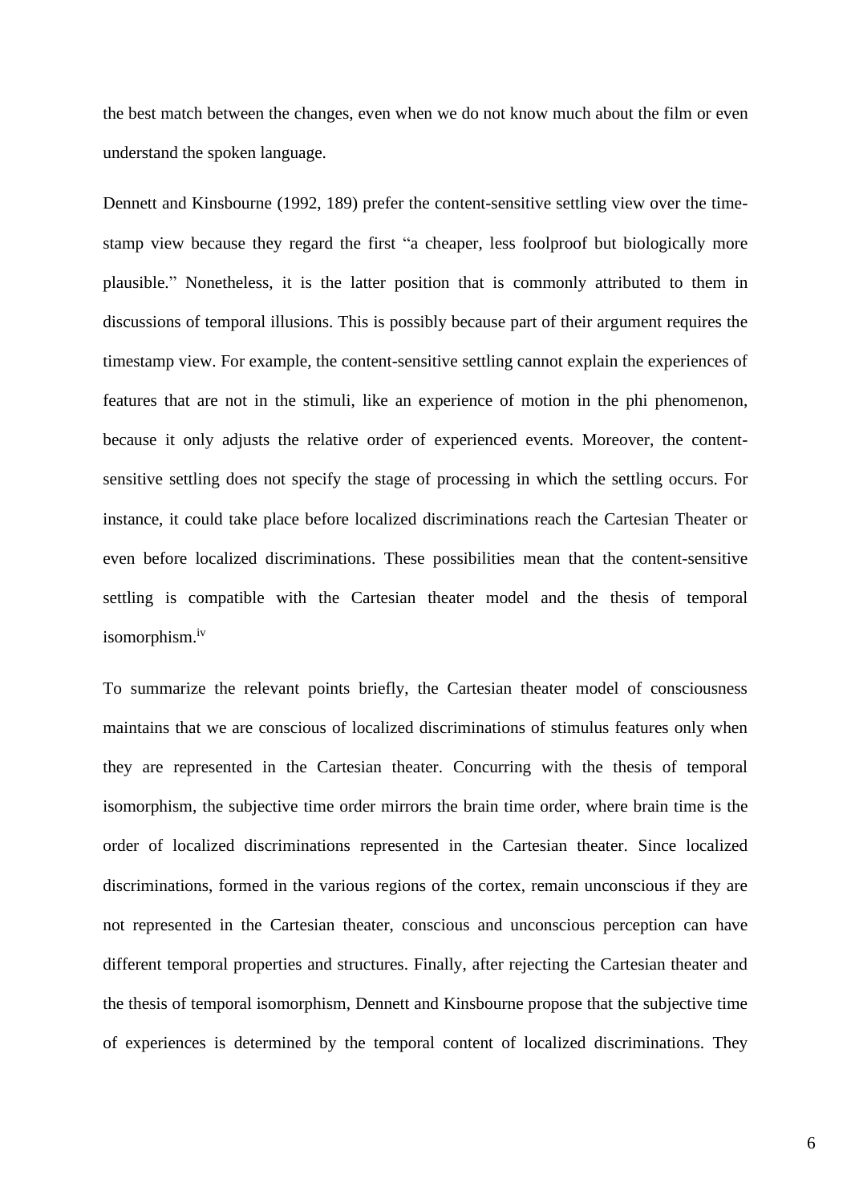the best match between the changes, even when we do not know much about the film or even understand the spoken language.

Dennett and Kinsbourne (1992, 189) prefer the content-sensitive settling view over the time-stamp view because they regard the first "a cheaper, less foolproof but biologically more plausible." Nonetheless, it is the latter position that is commonly attributed to them in discussions of temporal illusions. This is possibly because part of their argument requires the timestamp view. For example, the content-sensitive settling cannot explain the experiences of features that are not in the stimuli, like an experience of motion in the phi phenomenon, because it only adjusts the relative order of experienced events. Moreover, the content-sensitive settling does not specify the stage of processing in which the settling occurs. For instance, it could take place before localized discriminations reach the Cartesian Theater or even before localized discriminations. These possibilities mean that the content-sensitive settling is compatible with the Cartesian theater model and the thesis of temporal isomorphism.[iv]

To summarize the relevant points briefly, the Cartesian theater model of consciousness maintains that we are conscious of localized discriminations of stimulus features only when they are represented in the Cartesian theater. Concurring with the thesis of temporal isomorphism, the subjective time order mirrors the brain time order, where brain time is the order of localized discriminations represented in the Cartesian theater. Since localized discriminations, formed in the various regions of the cortex, remain unconscious if they are not represented in the Cartesian theater, conscious and unconscious perception can have different temporal properties and structures. Finally, after rejecting the Cartesian theater and the thesis of temporal isomorphism, Dennett and Kinsbourne propose that the subjective time of experiences is determined by the temporal content of localized discriminations. They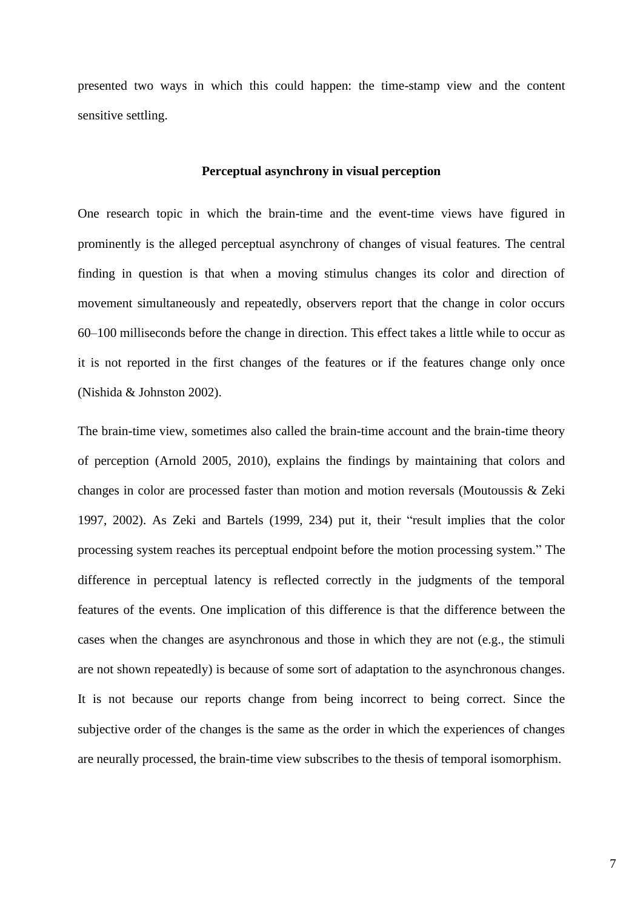presented two ways in which this could happen: the time-stamp view and the content sensitive settling.

## Perceptual asynchrony in visual perception

One research topic in which the brain-time and the event-time views have figured in prominently is the alleged perceptual asynchrony of changes of visual features. The central finding in question is that when a moving stimulus changes its color and direction of movement simultaneously and repeatedly, observers report that the change in color occurs 60–100 milliseconds before the change in direction. This effect takes a little while to occur as it is not reported in the first changes of the features or if the features change only once (Nishida & Johnston 2002).

The brain-time view, sometimes also called the brain-time account and the brain-time theory of perception (Arnold 2005, 2010), explains the findings by maintaining that colors and changes in color are processed faster than motion and motion reversals (Moutoussis & Zeki 1997, 2002). As Zeki and Bartels (1999, 234) put it, their "result implies that the color processing system reaches its perceptual endpoint before the motion processing system." The difference in perceptual latency is reflected correctly in the judgments of the temporal features of the events. One implication of this difference is that the difference between the cases when the changes are asynchronous and those in which they are not (e.g., the stimuli are not shown repeatedly) is because of some sort of adaptation to the asynchronous changes. It is not because our reports change from being incorrect to being correct. Since the subjective order of the changes is the same as the order in which the experiences of changes are neurally processed, the brain-time view subscribes to the thesis of temporal isomorphism.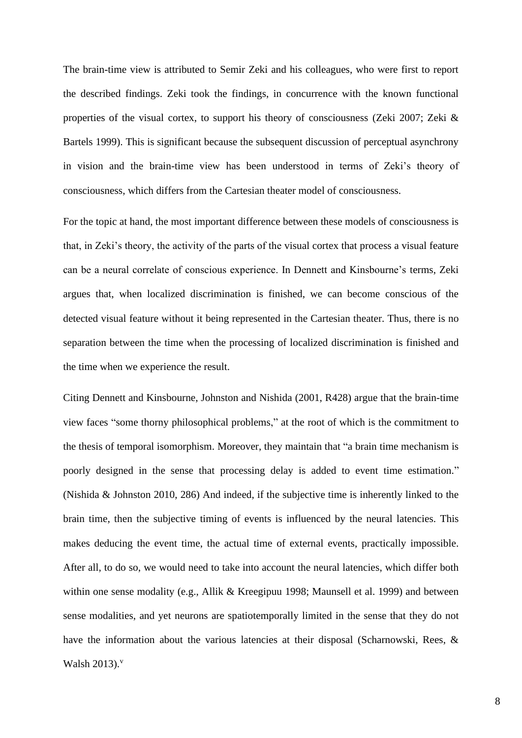The brain-time view is attributed to Semir Zeki and his colleagues, who were first to report the described findings. Zeki took the findings, in concurrence with the known functional properties of the visual cortex, to support his theory of consciousness (Zeki 2007; Zeki & Bartels 1999). This is significant because the subsequent discussion of perceptual asynchrony in vision and the brain-time view has been understood in terms of Zeki's theory of consciousness, which differs from the Cartesian theater model of consciousness.

For the topic at hand, the most important difference between these models of consciousness is that, in Zeki's theory, the activity of the parts of the visual cortex that process a visual feature can be a neural correlate of conscious experience. In Dennett and Kinsbourne's terms, Zeki argues that, when localized discrimination is finished, we can become conscious of the detected visual feature without it being represented in the Cartesian theater. Thus, there is no separation between the time when the processing of localized discrimination is finished and the time when we experience the result.

Citing Dennett and Kinsbourne, Johnston and Nishida (2001, R428) argue that the brain-time view faces "some thorny philosophical problems," at the root of which is the commitment to the thesis of temporal isomorphism. Moreover, they maintain that "a brain time mechanism is poorly designed in the sense that processing delay is added to event time estimation." (Nishida & Johnston 2010, 286) And indeed, if the subjective time is inherently linked to the brain time, then the subjective timing of events is influenced by the neural latencies. This makes deducing the event time, the actual time of external events, practically impossible. After all, to do so, we would need to take into account the neural latencies, which differ both within one sense modality (e.g., Allik & Kreegipuu 1998; Maunsell et al. 1999) and between sense modalities, and yet neurons are spatiotemporally limited in the sense that they do not have the information about the various latencies at their disposal (Scharnowski, Rees, & Walsh 2013).[v]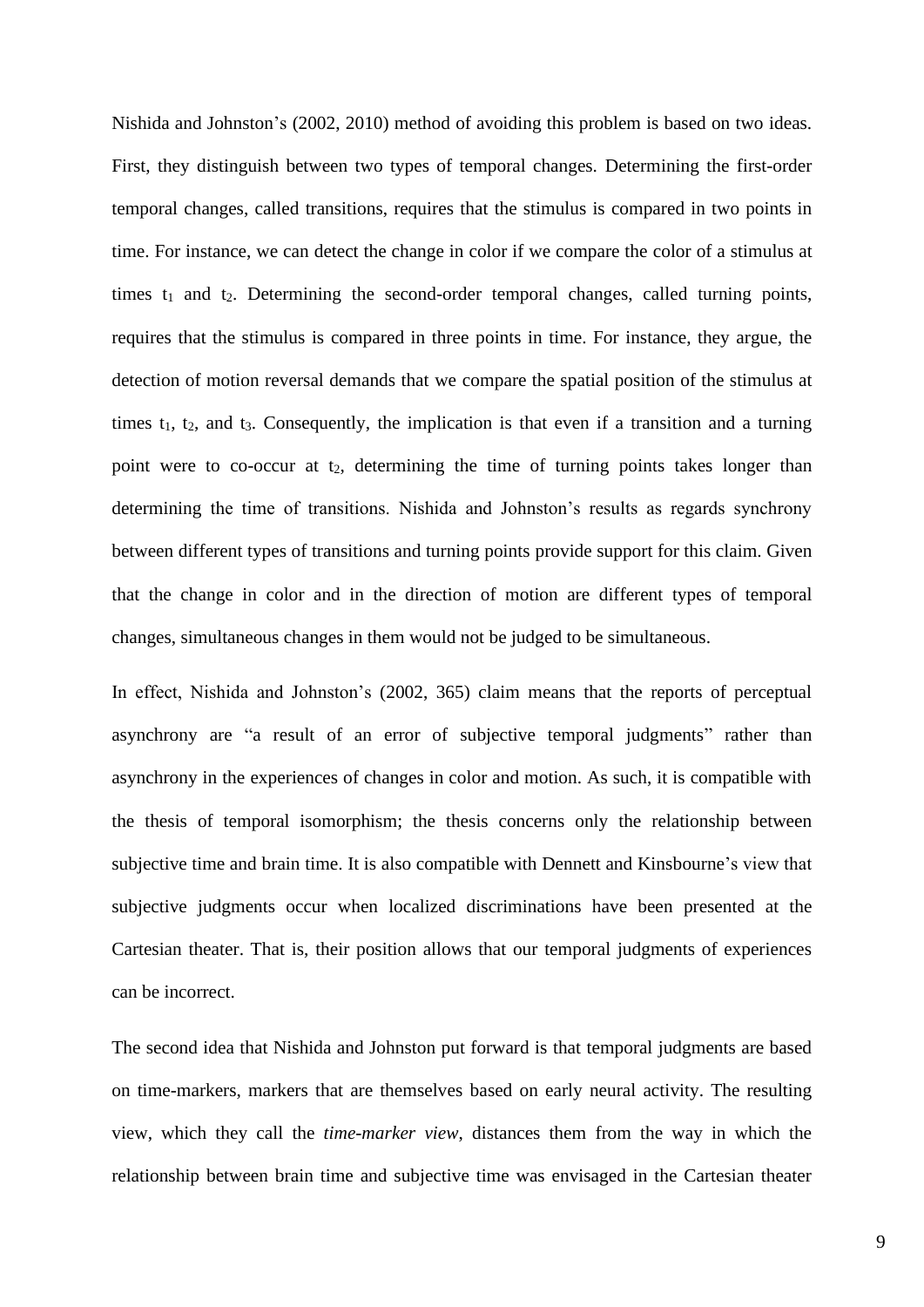Nishida and Johnston's (2002, 2010) method of avoiding this problem is based on two ideas. First, they distinguish between two types of temporal changes. Determining the first-order temporal changes, called transitions, requires that the stimulus is compared in two points in time. For instance, we can detect the change in color if we compare the color of a stimulus at times $t_1$ and $t_2$. Determining the second-order temporal changes, called turning points, requires that the stimulus is compared in three points in time. For instance, they argue, the detection of motion reversal demands that we compare the spatial position of the stimulus at times $t_1$, $t_2$, and $t_3$. Consequently, the implication is that even if a transition and a turning point were to co-occur at $t_2$, determining the time of turning points takes longer than determining the time of transitions. Nishida and Johnston's results as regards synchrony between different types of transitions and turning points provide support for this claim. Given that the change in color and in the direction of motion are different types of temporal changes, simultaneous changes in them would not be judged to be simultaneous.

In effect, Nishida and Johnston's (2002, 365) claim means that the reports of perceptual asynchrony are "a result of an error of subjective temporal judgments" rather than asynchrony in the experiences of changes in color and motion. As such, it is compatible with the thesis of temporal isomorphism; the thesis concerns only the relationship between subjective time and brain time. It is also compatible with Dennett and Kinsbourne's view that subjective judgments occur when localized discriminations have been presented at the Cartesian theater. That is, their position allows that our temporal judgments of experiences can be incorrect.

The second idea that Nishida and Johnston put forward is that temporal judgments are based on time-markers, markers that are themselves based on early neural activity. The resulting view, which they call the *time-marker view*, distances them from the way in which the relationship between brain time and subjective time was envisaged in the Cartesian theater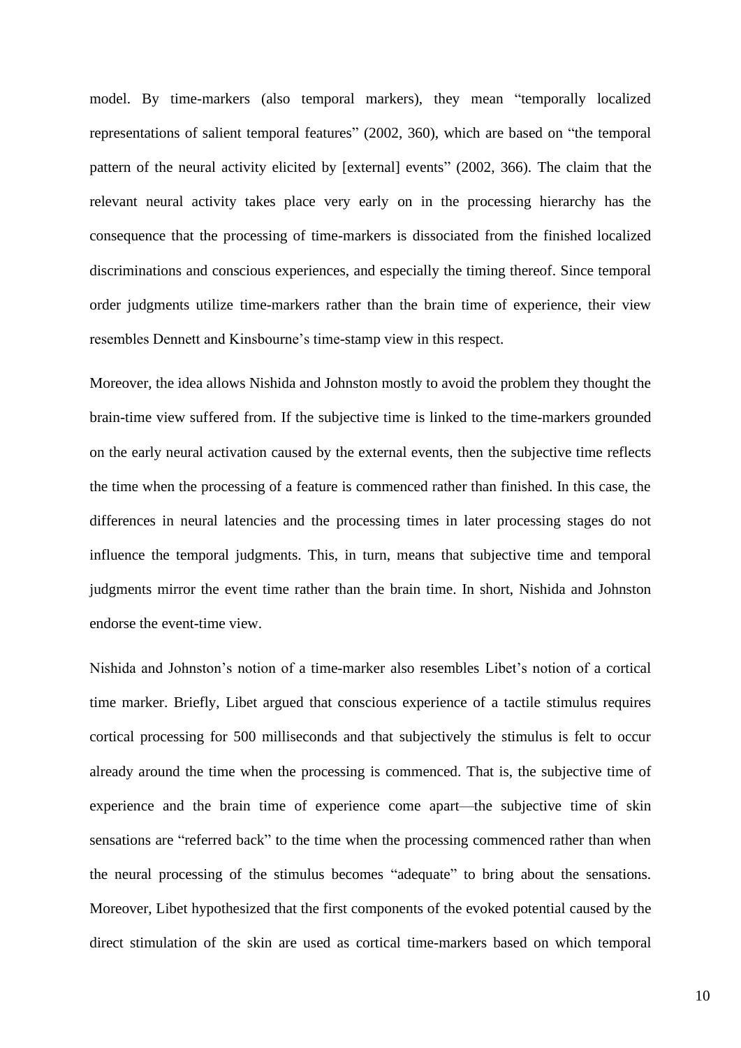model. By time-markers (also temporal markers), they mean "temporally localized representations of salient temporal features" (2002, 360), which are based on "the temporal pattern of the neural activity elicited by [external] events" (2002, 366). The claim that the relevant neural activity takes place very early on in the processing hierarchy has the consequence that the processing of time-markers is dissociated from the finished localized discriminations and conscious experiences, and especially the timing thereof. Since temporal order judgments utilize time-markers rather than the brain time of experience, their view resembles Dennett and Kinsbourne's time-stamp view in this respect.

Moreover, the idea allows Nishida and Johnston mostly to avoid the problem they thought the brain-time view suffered from. If the subjective time is linked to the time-markers grounded on the early neural activation caused by the external events, then the subjective time reflects the time when the processing of a feature is commenced rather than finished. In this case, the differences in neural latencies and the processing times in later processing stages do not influence the temporal judgments. This, in turn, means that subjective time and temporal judgments mirror the event time rather than the brain time. In short, Nishida and Johnston endorse the event-time view.

Nishida and Johnston's notion of a time-marker also resembles Libet's notion of a cortical time marker. Briefly, Libet argued that conscious experience of a tactile stimulus requires cortical processing for 500 milliseconds and that subjectively the stimulus is felt to occur already around the time when the processing is commenced. That is, the subjective time of experience and the brain time of experience come apart—the subjective time of skin sensations are "referred back" to the time when the processing commenced rather than when the neural processing of the stimulus becomes "adequate" to bring about the sensations. Moreover, Libet hypothesized that the first components of the evoked potential caused by the direct stimulation of the skin are used as cortical time-markers based on which temporal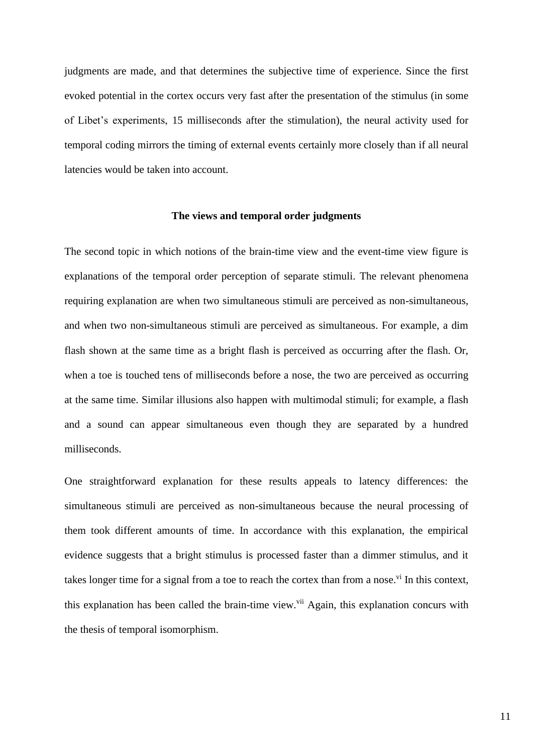judgments are made, and that determines the subjective time of experience. Since the first evoked potential in the cortex occurs very fast after the presentation of the stimulus (in some of Libet's experiments, 15 milliseconds after the stimulation), the neural activity used for temporal coding mirrors the timing of external events certainly more closely than if all neural latencies would be taken into account.

## The views and temporal order judgments

The second topic in which notions of the brain-time view and the event-time view figure is explanations of the temporal order perception of separate stimuli. The relevant phenomena requiring explanation are when two simultaneous stimuli are perceived as non-simultaneous, and when two non-simultaneous stimuli are perceived as simultaneous. For example, a dim flash shown at the same time as a bright flash is perceived as occurring after the flash. Or, when a toe is touched tens of milliseconds before a nose, the two are perceived as occurring at the same time. Similar illusions also happen with multimodal stimuli; for example, a flash and a sound can appear simultaneous even though they are separated by a hundred milliseconds.

One straightforward explanation for these results appeals to latency differences: the simultaneous stimuli are perceived as non-simultaneous because the neural processing of them took different amounts of time. In accordance with this explanation, the empirical evidence suggests that a bright stimulus is processed faster than a dimmer stimulus, and it takes longer time for a signal from a toe to reach the cortex than from a nose.[vi] In this context, this explanation has been called the brain-time view.[vii] Again, this explanation concurs with the thesis of temporal isomorphism.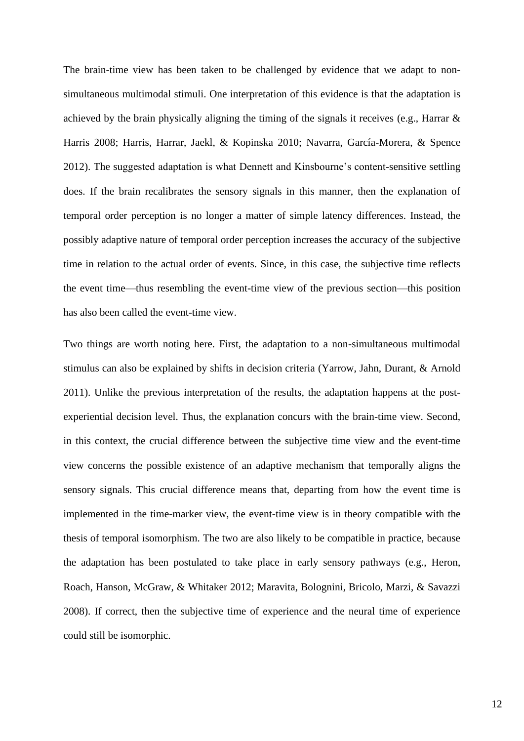The brain-time view has been taken to be challenged by evidence that we adapt to non-simultaneous multimodal stimuli. One interpretation of this evidence is that the adaptation is achieved by the brain physically aligning the timing of the signals it receives (e.g., Harrar & Harris 2008; Harris, Harrar, Jaekl, & Kopinska 2010; Navarra, García-Morera, & Spence 2012). The suggested adaptation is what Dennett and Kinsbourne's content-sensitive settling does. If the brain recalibrates the sensory signals in this manner, then the explanation of temporal order perception is no longer a matter of simple latency differences. Instead, the possibly adaptive nature of temporal order perception increases the accuracy of the subjective time in relation to the actual order of events. Since, in this case, the subjective time reflects the event time—thus resembling the event-time view of the previous section—this position has also been called the event-time view.

Two things are worth noting here. First, the adaptation to a non-simultaneous multimodal stimulus can also be explained by shifts in decision criteria (Yarrow, Jahn, Durant, & Arnold 2011). Unlike the previous interpretation of the results, the adaptation happens at the post-experiential decision level. Thus, the explanation concurs with the brain-time view. Second, in this context, the crucial difference between the subjective time view and the event-time view concerns the possible existence of an adaptive mechanism that temporally aligns the sensory signals. This crucial difference means that, departing from how the event time is implemented in the time-marker view, the event-time view is in theory compatible with the thesis of temporal isomorphism. The two are also likely to be compatible in practice, because the adaptation has been postulated to take place in early sensory pathways (e.g., Heron, Roach, Hanson, McGraw, & Whitaker 2012; Maravita, Bolognini, Bricolo, Marzi, & Savazzi 2008). If correct, then the subjective time of experience and the neural time of experience could still be isomorphic.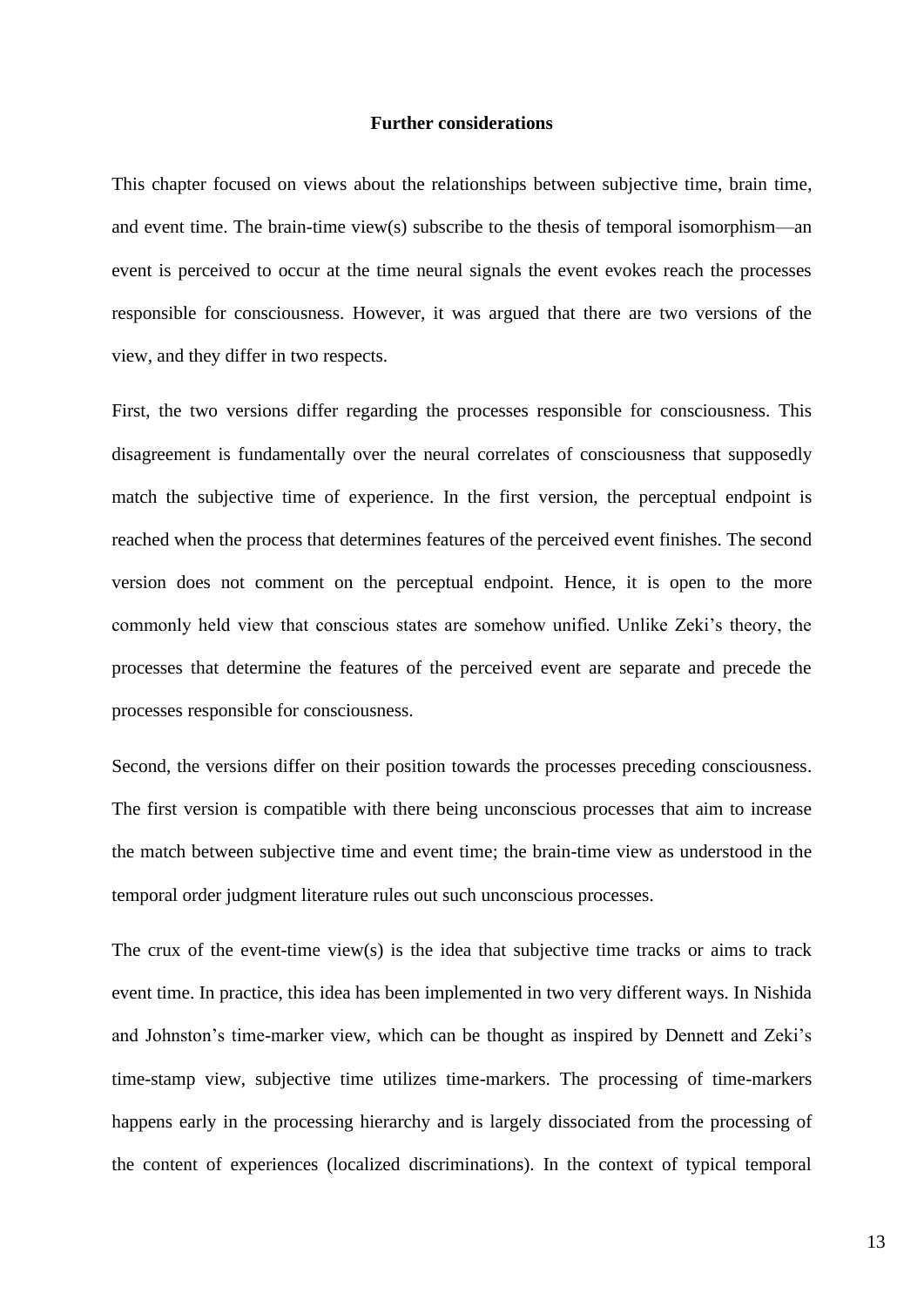## Further considerations

This chapter focused on views about the relationships between subjective time, brain time, and event time. The brain-time view(s) subscribe to the thesis of temporal isomorphism—an event is perceived to occur at the time neural signals the event evokes reach the processes responsible for consciousness. However, it was argued that there are two versions of the view, and they differ in two respects.

First, the two versions differ regarding the processes responsible for consciousness. This disagreement is fundamentally over the neural correlates of consciousness that supposedly match the subjective time of experience. In the first version, the perceptual endpoint is reached when the process that determines features of the perceived event finishes. The second version does not comment on the perceptual endpoint. Hence, it is open to the more commonly held view that conscious states are somehow unified. Unlike Zeki's theory, the processes that determine the features of the perceived event are separate and precede the processes responsible for consciousness.

Second, the versions differ on their position towards the processes preceding consciousness. The first version is compatible with there being unconscious processes that aim to increase the match between subjective time and event time; the brain-time view as understood in the temporal order judgment literature rules out such unconscious processes.

The crux of the event-time view(s) is the idea that subjective time tracks or aims to track event time. In practice, this idea has been implemented in two very different ways. In Nishida and Johnston's time-marker view, which can be thought as inspired by Dennett and Zeki's time-stamp view, subjective time utilizes time-markers. The processing of time-markers happens early in the processing hierarchy and is largely dissociated from the processing of the content of experiences (localized discriminations). In the context of typical temporal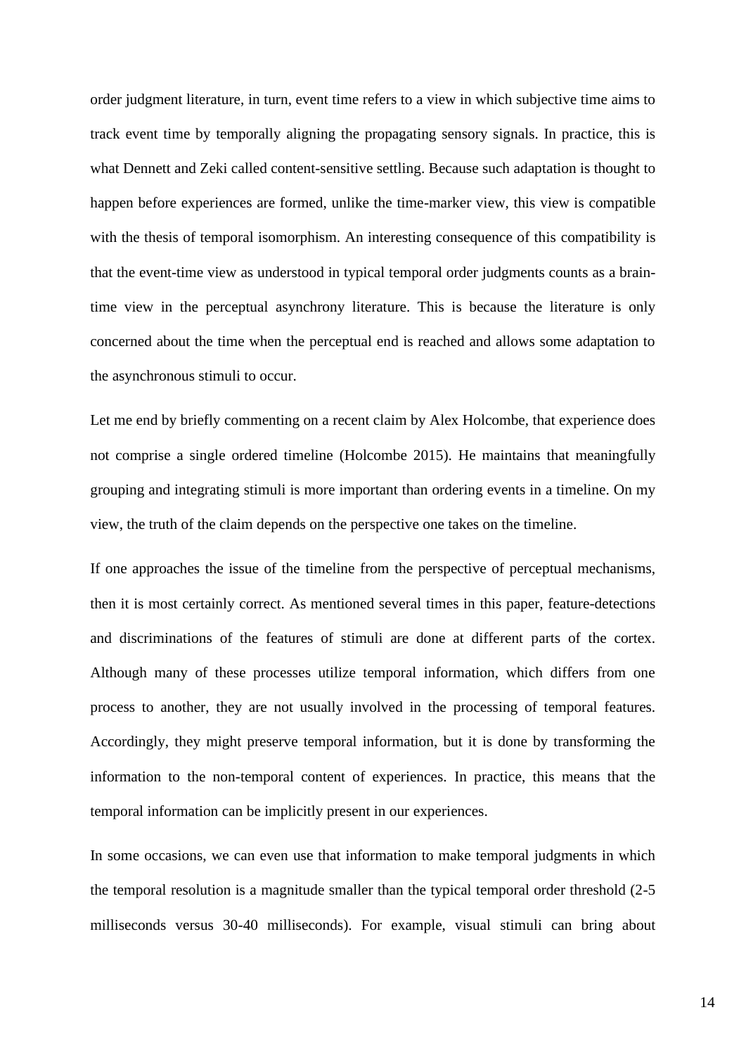order judgment literature, in turn, event time refers to a view in which subjective time aims to track event time by temporally aligning the propagating sensory signals. In practice, this is what Dennett and Zeki called content-sensitive settling. Because such adaptation is thought to happen before experiences are formed, unlike the time-marker view, this view is compatible with the thesis of temporal isomorphism. An interesting consequence of this compatibility is that the event-time view as understood in typical temporal order judgments counts as a brain-time view in the perceptual asynchrony literature. This is because the literature is only concerned about the time when the perceptual end is reached and allows some adaptation to the asynchronous stimuli to occur.

Let me end by briefly commenting on a recent claim by Alex Holcombe, that experience does not comprise a single ordered timeline (Holcombe 2015). He maintains that meaningfully grouping and integrating stimuli is more important than ordering events in a timeline. On my view, the truth of the claim depends on the perspective one takes on the timeline.

If one approaches the issue of the timeline from the perspective of perceptual mechanisms, then it is most certainly correct. As mentioned several times in this paper, feature-detections and discriminations of the features of stimuli are done at different parts of the cortex. Although many of these processes utilize temporal information, which differs from one process to another, they are not usually involved in the processing of temporal features. Accordingly, they might preserve temporal information, but it is done by transforming the information to the non-temporal content of experiences. In practice, this means that the temporal information can be implicitly present in our experiences.

In some occasions, we can even use that information to make temporal judgments in which the temporal resolution is a magnitude smaller than the typical temporal order threshold (2-5 milliseconds versus 30-40 milliseconds). For example, visual stimuli can bring about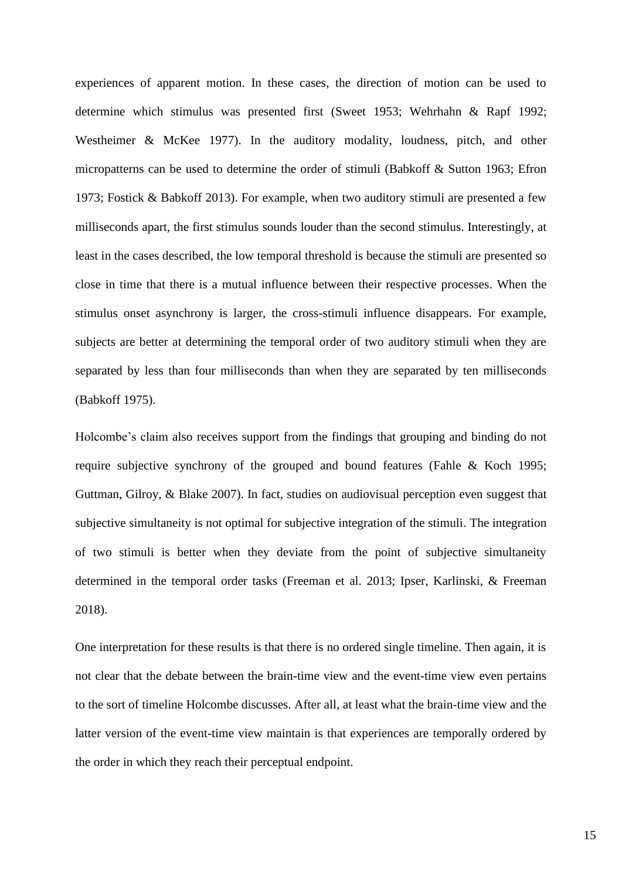experiences of apparent motion. In these cases, the direction of motion can be used to determine which stimulus was presented first (Sweet 1953; Wehrhahn & Rapf 1992; Westheimer & McKee 1977). In the auditory modality, loudness, pitch, and other micropatterns can be used to determine the order of stimuli (Babkoff & Sutton 1963; Efron 1973; Fostick & Babkoff 2013). For example, when two auditory stimuli are presented a few milliseconds apart, the first stimulus sounds louder than the second stimulus. Interestingly, at least in the cases described, the low temporal threshold is because the stimuli are presented so close in time that there is a mutual influence between their respective processes. When the stimulus onset asynchrony is larger, the cross-stimuli influence disappears. For example, subjects are better at determining the temporal order of two auditory stimuli when they are separated by less than four milliseconds than when they are separated by ten milliseconds (Babkoff 1975).

Holcombe's claim also receives support from the findings that grouping and binding do not require subjective synchrony of the grouped and bound features (Fahle & Koch 1995; Guttman, Gilroy, & Blake 2007). In fact, studies on audiovisual perception even suggest that subjective simultaneity is not optimal for subjective integration of the stimuli. The integration of two stimuli is better when they deviate from the point of subjective simultaneity determined in the temporal order tasks (Freeman et al. 2013; Ipser, Karlinski, & Freeman 2018).

One interpretation for these results is that there is no ordered single timeline. Then again, it is not clear that the debate between the brain-time view and the event-time view even pertains to the sort of timeline Holcombe discusses. After all, at least what the brain-time view and the latter version of the event-time view maintain is that experiences are temporally ordered by the order in which they reach their perceptual endpoint.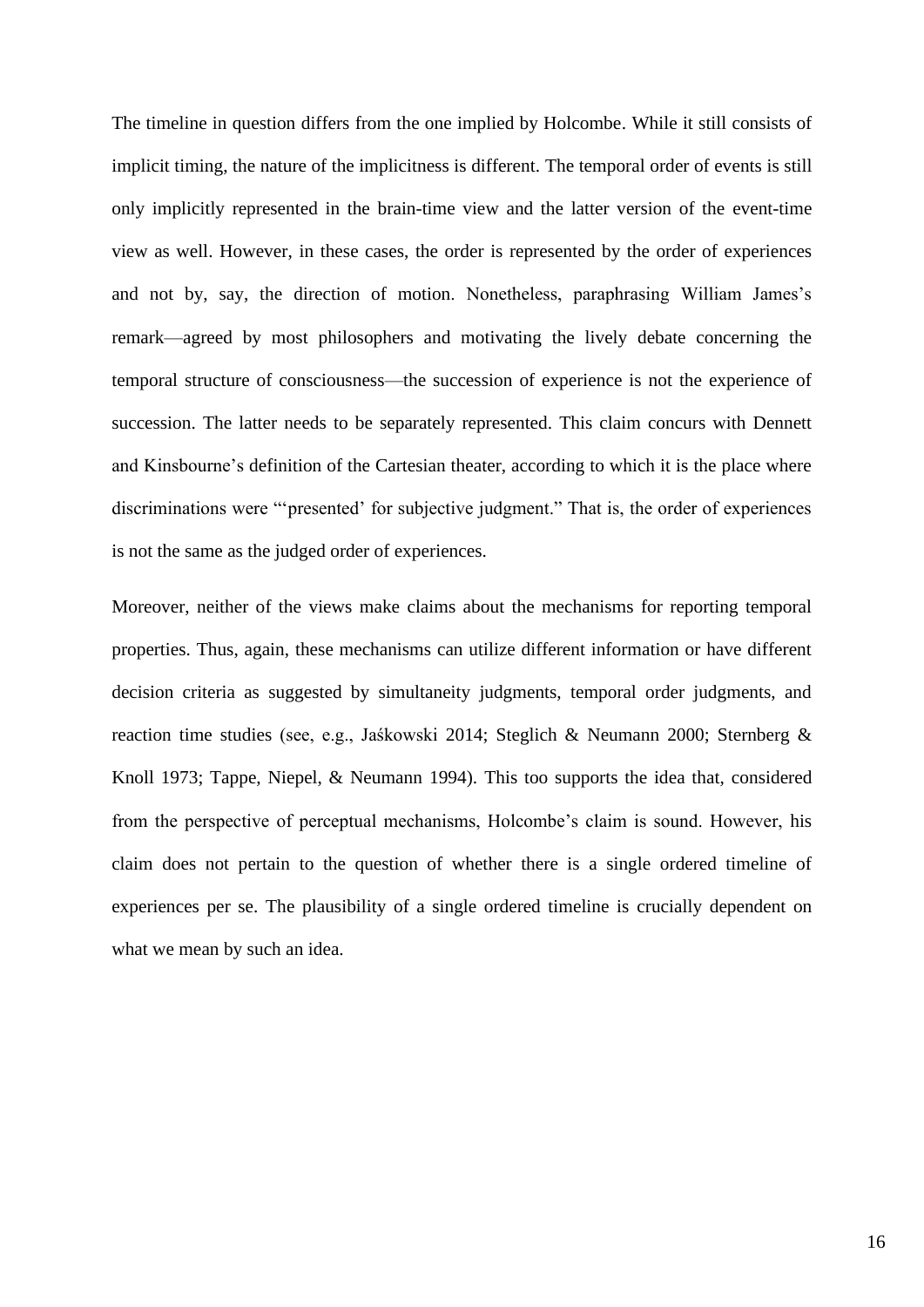The timeline in question differs from the one implied by Holcombe. While it still consists of implicit timing, the nature of the implicitness is different. The temporal order of events is still only implicitly represented in the brain-time view and the latter version of the event-time view as well. However, in these cases, the order is represented by the order of experiences and not by, say, the direction of motion. Nonetheless, paraphrasing William James's remark—agreed by most philosophers and motivating the lively debate concerning the temporal structure of consciousness—the succession of experience is not the experience of succession. The latter needs to be separately represented. This claim concurs with Dennett and Kinsbourne's definition of the Cartesian theater, according to which it is the place where discriminations were "'presented' for subjective judgment." That is, the order of experiences is not the same as the judged order of experiences.

Moreover, neither of the views make claims about the mechanisms for reporting temporal properties. Thus, again, these mechanisms can utilize different information or have different decision criteria as suggested by simultaneity judgments, temporal order judgments, and reaction time studies (see, e.g., Jaśkowski 2014; Steglich & Neumann 2000; Sternberg & Knoll 1973; Tappe, Niepel, & Neumann 1994). This too supports the idea that, considered from the perspective of perceptual mechanisms, Holcombe's claim is sound. However, his claim does not pertain to the question of whether there is a single ordered timeline of experiences per se. The plausibility of a single ordered timeline is crucially dependent on what we mean by such an idea.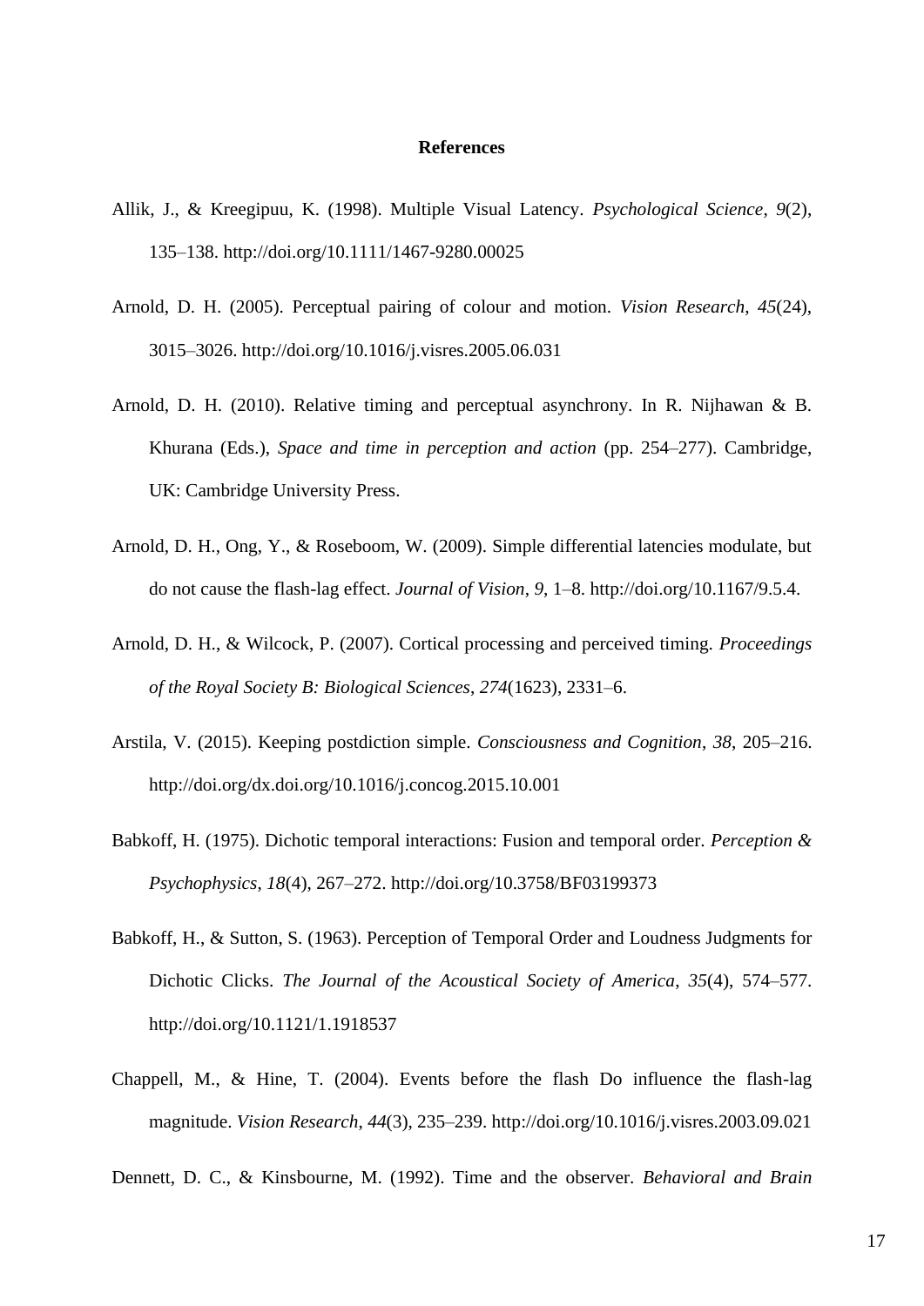# References

Allik, J., & Kreegipuu, K. (1998). Multiple Visual Latency. *Psychological Science*, *9*(2), 135–138. http://doi.org/10.1111/1467-9280.00025

Arnold, D. H. (2005). Perceptual pairing of colour and motion. *Vision Research*, *45*(24), 3015–3026. http://doi.org/10.1016/j.visres.2005.06.031

Arnold, D. H. (2010). Relative timing and perceptual asynchrony. In R. Nijhawan & B. Khurana (Eds.), *Space and time in perception and action* (pp. 254–277). Cambridge, UK: Cambridge University Press.

Arnold, D. H., Ong, Y., & Roseboom, W. (2009). Simple differential latencies modulate, but do not cause the flash-lag effect. *Journal of Vision*, *9*, 1–8. http://doi.org/10.1167/9.5.4.

Arnold, D. H., & Wilcock, P. (2007). Cortical processing and perceived timing. *Proceedings of the Royal Society B: Biological Sciences*, *274*(1623), 2331–6.

Arstila, V. (2015). Keeping postdiction simple. *Consciousness and Cognition*, *38*, 205–216. http://doi.org/dx.doi.org/10.1016/j.concog.2015.10.001

Babkoff, H. (1975). Dichotic temporal interactions: Fusion and temporal order. *Perception & Psychophysics*, *18*(4), 267–272. http://doi.org/10.3758/BF03199373

Babkoff, H., & Sutton, S. (1963). Perception of Temporal Order and Loudness Judgments for Dichotic Clicks. *The Journal of the Acoustical Society of America*, *35*(4), 574–577. http://doi.org/10.1121/1.1918537

Chappell, M., & Hine, T. (2004). Events before the flash Do influence the flash-lag magnitude. *Vision Research*, *44*(3), 235–239. http://doi.org/10.1016/j.visres.2003.09.021

Dennett, D. C., & Kinsbourne, M. (1992). Time and the observer. *Behavioral and Brain*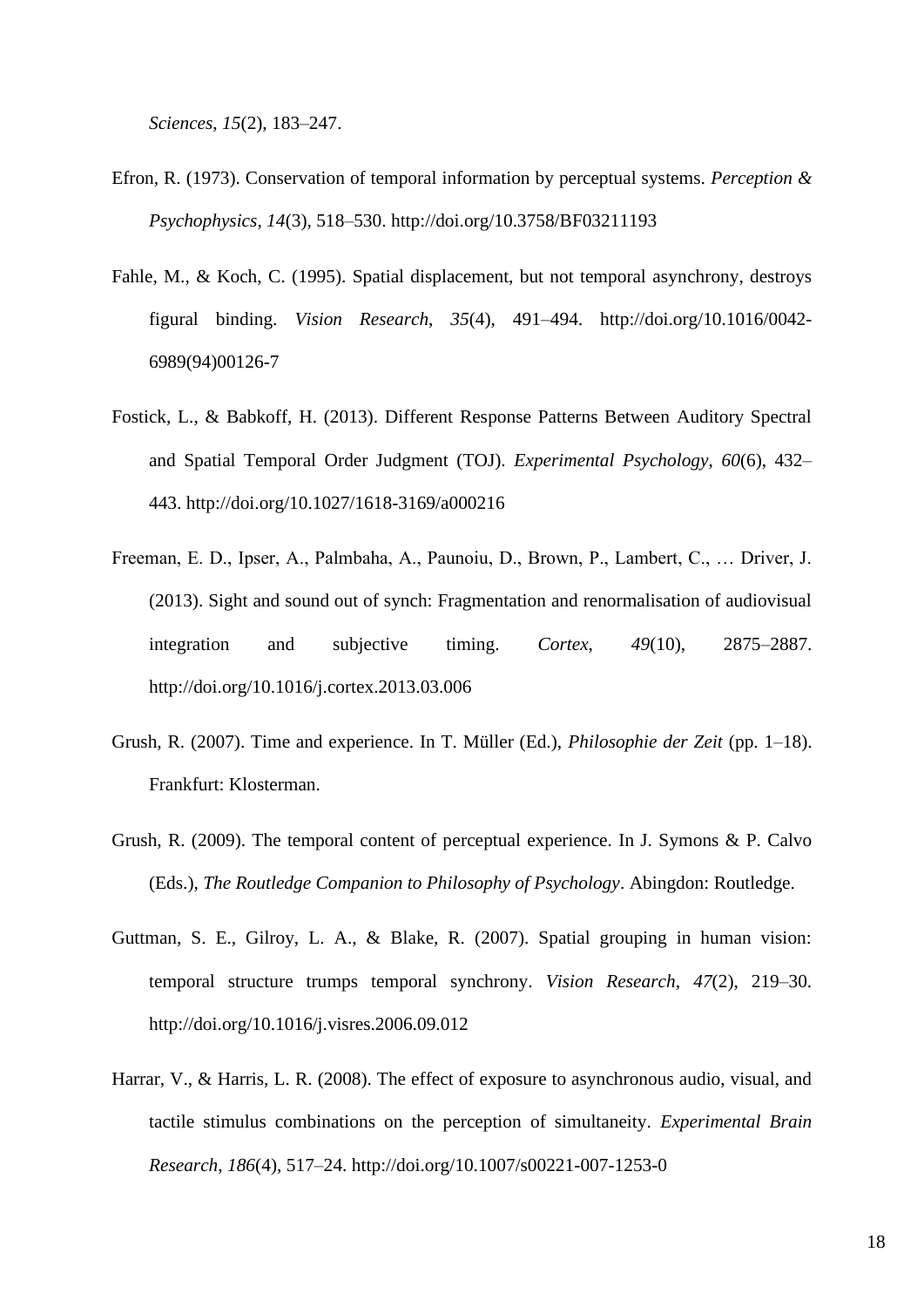*Sciences*, *15*(2), 183–247.

Efron, R. (1973). Conservation of temporal information by perceptual systems. *Perception & Psychophysics*, *14*(3), 518–530. http://doi.org/10.3758/BF03211193

Fahle, M., & Koch, C. (1995). Spatial displacement, but not temporal asynchrony, destroys figural binding. *Vision Research*, *35*(4), 491–494. http://doi.org/10.1016/0042-6989(94)00126-7

Fostick, L., & Babkoff, H. (2013). Different Response Patterns Between Auditory Spectral and Spatial Temporal Order Judgment (TOJ). *Experimental Psychology*, *60*(6), 432–443. http://doi.org/10.1027/1618-3169/a000216

Freeman, E. D., Ipser, A., Palmbaha, A., Paunoiu, D., Brown, P., Lambert, C., … Driver, J. (2013). Sight and sound out of synch: Fragmentation and renormalisation of audiovisual integration and subjective timing. *Cortex*, *49*(10), 2875–2887. http://doi.org/10.1016/j.cortex.2013.03.006

Grush, R. (2007). Time and experience. In T. Müller (Ed.), *Philosophie der Zeit* (pp. 1–18). Frankfurt: Klosterman.

Grush, R. (2009). The temporal content of perceptual experience. In J. Symons & P. Calvo (Eds.), *The Routledge Companion to Philosophy of Psychology*. Abingdon: Routledge.

Guttman, S. E., Gilroy, L. A., & Blake, R. (2007). Spatial grouping in human vision: temporal structure trumps temporal synchrony. *Vision Research*, *47*(2), 219–30. http://doi.org/10.1016/j.visres.2006.09.012

Harrar, V., & Harris, L. R. (2008). The effect of exposure to asynchronous audio, visual, and tactile stimulus combinations on the perception of simultaneity. *Experimental Brain Research*, *186*(4), 517–24. http://doi.org/10.1007/s00221-007-1253-0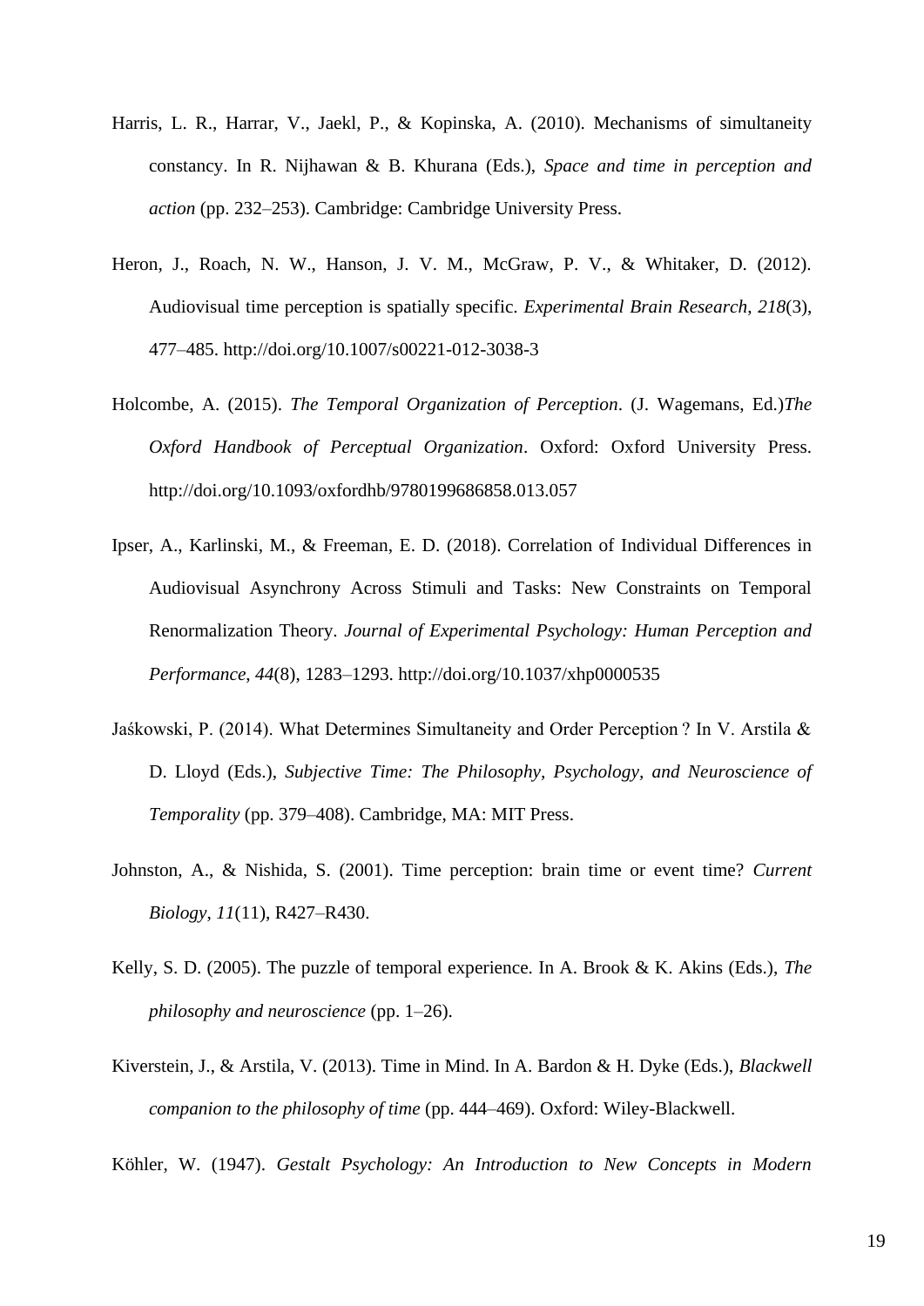Harris, L. R., Harrar, V., Jaekl, P., & Kopinska, A. (2010). Mechanisms of simultaneity constancy. In R. Nijhawan & B. Khurana (Eds.), *Space and time in perception and action* (pp. 232–253). Cambridge: Cambridge University Press.

Heron, J., Roach, N. W., Hanson, J. V. M., McGraw, P. V., & Whitaker, D. (2012). Audiovisual time perception is spatially specific. *Experimental Brain Research*, *218*(3), 477–485. http://doi.org/10.1007/s00221-012-3038-3

Holcombe, A. (2015). *The Temporal Organization of Perception*. (J. Wagemans, Ed.)*The Oxford Handbook of Perceptual Organization*. Oxford: Oxford University Press. http://doi.org/10.1093/oxfordhb/9780199686858.013.057

Ipser, A., Karlinski, M., & Freeman, E. D. (2018). Correlation of Individual Differences in Audiovisual Asynchrony Across Stimuli and Tasks: New Constraints on Temporal Renormalization Theory. *Journal of Experimental Psychology: Human Perception and Performance*, *44*(8), 1283–1293. http://doi.org/10.1037/xhp0000535

Jaśkowski, P. (2014). What Determines Simultaneity and Order Perception ? In V. Arstila & D. Lloyd (Eds.), *Subjective Time: The Philosophy, Psychology, and Neuroscience of Temporality* (pp. 379–408). Cambridge, MA: MIT Press.

Johnston, A., & Nishida, S. (2001). Time perception: brain time or event time? *Current Biology*, *11*(11), R427–R430.

Kelly, S. D. (2005). The puzzle of temporal experience. In A. Brook & K. Akins (Eds.), *The philosophy and neuroscience* (pp. 1–26).

Kiverstein, J., & Arstila, V. (2013). Time in Mind. In A. Bardon & H. Dyke (Eds.), *Blackwell companion to the philosophy of time* (pp. 444–469). Oxford: Wiley-Blackwell.

Köhler, W. (1947). *Gestalt Psychology: An Introduction to New Concepts in Modern*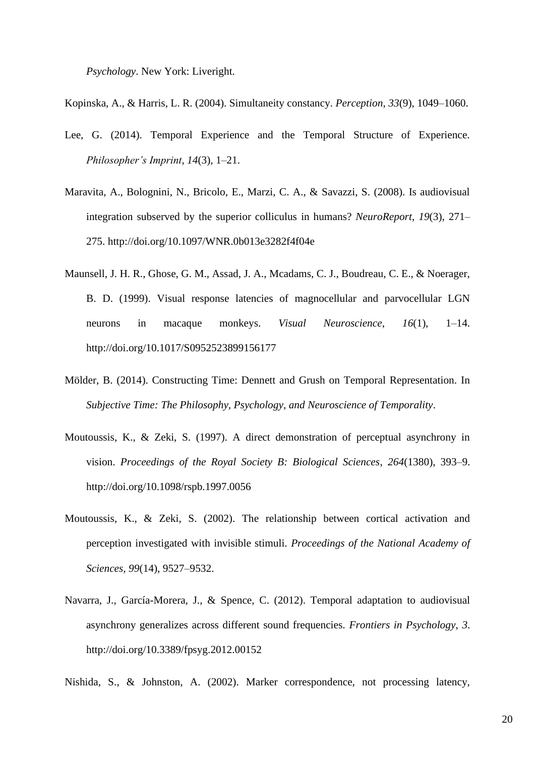*Psychology*. New York: Liveright.

Kopinska, A., & Harris, L. R. (2004). Simultaneity constancy. *Perception*, *33*(9), 1049–1060.

Lee, G. (2014). Temporal Experience and the Temporal Structure of Experience. *Philosopher's Imprint*, *14*(3), 1–21.

Maravita, A., Bolognini, N., Bricolo, E., Marzi, C. A., & Savazzi, S. (2008). Is audiovisual integration subserved by the superior colliculus in humans? *NeuroReport*, *19*(3), 271–275. http://doi.org/10.1097/WNR.0b013e3282f4f04e

Maunsell, J. H. R., Ghose, G. M., Assad, J. A., Mcadams, C. J., Boudreau, C. E., & Noerager, B. D. (1999). Visual response latencies of magnocellular and parvocellular LGN neurons in macaque monkeys. *Visual Neuroscience*, *16*(1), 1–14. http://doi.org/10.1017/S0952523899156177

Mölder, B. (2014). Constructing Time: Dennett and Grush on Temporal Representation. In *Subjective Time: The Philosophy, Psychology, and Neuroscience of Temporality*.

Moutoussis, K., & Zeki, S. (1997). A direct demonstration of perceptual asynchrony in vision. *Proceedings of the Royal Society B: Biological Sciences*, *264*(1380), 393–9. http://doi.org/10.1098/rspb.1997.0056

Moutoussis, K., & Zeki, S. (2002). The relationship between cortical activation and perception investigated with invisible stimuli. *Proceedings of the National Academy of Sciences*, *99*(14), 9527–9532.

Navarra, J., García-Morera, J., & Spence, C. (2012). Temporal adaptation to audiovisual asynchrony generalizes across different sound frequencies. *Frontiers in Psychology*, *3*. http://doi.org/10.3389/fpsyg.2012.00152

Nishida, S., & Johnston, A. (2002). Marker correspondence, not processing latency,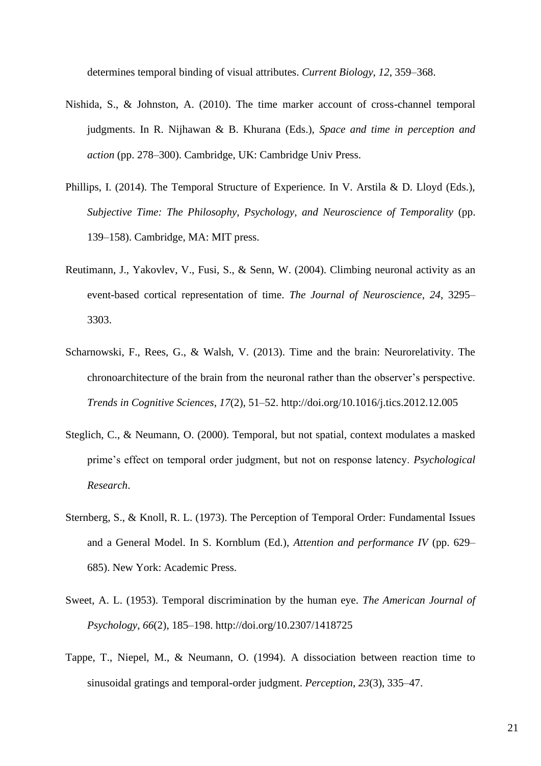determines temporal binding of visual attributes. *Current Biology*, *12*, 359–368.

Nishida, S., & Johnston, A. (2010). The time marker account of cross-channel temporal judgments. In R. Nijhawan & B. Khurana (Eds.), *Space and time in perception and action* (pp. 278–300). Cambridge, UK: Cambridge Univ Press.

Phillips, I. (2014). The Temporal Structure of Experience. In V. Arstila & D. Lloyd (Eds.), *Subjective Time: The Philosophy, Psychology, and Neuroscience of Temporality* (pp. 139–158). Cambridge, MA: MIT press.

Reutimann, J., Yakovlev, V., Fusi, S., & Senn, W. (2004). Climbing neuronal activity as an event-based cortical representation of time. *The Journal of Neuroscience*, *24*, 3295–3303.

Scharnowski, F., Rees, G., & Walsh, V. (2013). Time and the brain: Neurorelativity. The chronoarchitecture of the brain from the neuronal rather than the observer's perspective. *Trends in Cognitive Sciences*, *17*(2), 51–52. http://doi.org/10.1016/j.tics.2012.12.005

Steglich, C., & Neumann, O. (2000). Temporal, but not spatial, context modulates a masked prime's effect on temporal order judgment, but not on response latency. *Psychological Research*.

Sternberg, S., & Knoll, R. L. (1973). The Perception of Temporal Order: Fundamental Issues and a General Model. In S. Kornblum (Ed.), *Attention and performance IV* (pp. 629–685). New York: Academic Press.

Sweet, A. L. (1953). Temporal discrimination by the human eye. *The American Journal of Psychology*, *66*(2), 185–198. http://doi.org/10.2307/1418725

Tappe, T., Niepel, M., & Neumann, O. (1994). A dissociation between reaction time to sinusoidal gratings and temporal-order judgment. *Perception*, *23*(3), 335–47.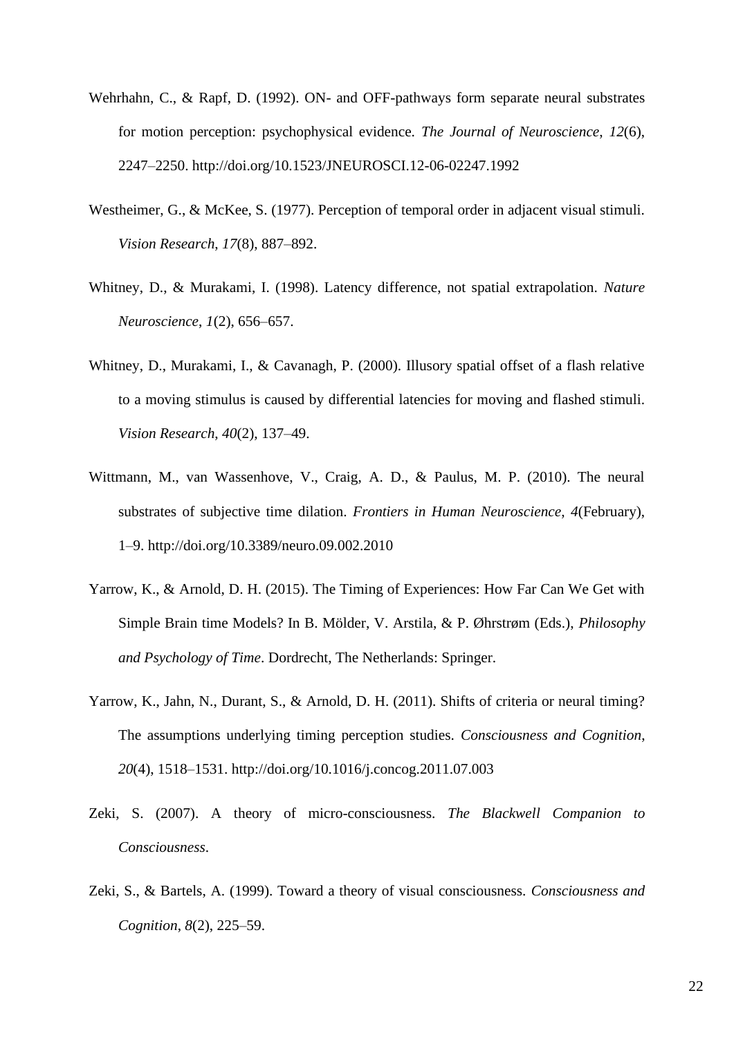Wehrhahn, C., & Rapf, D. (1992). ON- and OFF-pathways form separate neural substrates for motion perception: psychophysical evidence. *The Journal of Neuroscience*, *12*(6), 2247–2250. http://doi.org/10.1523/JNEUROSCI.12-06-02247.1992

Westheimer, G., & McKee, S. (1977). Perception of temporal order in adjacent visual stimuli. *Vision Research*, *17*(8), 887–892.

Whitney, D., & Murakami, I. (1998). Latency difference, not spatial extrapolation. *Nature Neuroscience*, *1*(2), 656–657.

Whitney, D., Murakami, I., & Cavanagh, P. (2000). Illusory spatial offset of a flash relative to a moving stimulus is caused by differential latencies for moving and flashed stimuli. *Vision Research*, *40*(2), 137–49.

Wittmann, M., van Wassenhove, V., Craig, A. D., & Paulus, M. P. (2010). The neural substrates of subjective time dilation. *Frontiers in Human Neuroscience*, *4*(February), 1–9. http://doi.org/10.3389/neuro.09.002.2010

Yarrow, K., & Arnold, D. H. (2015). The Timing of Experiences: How Far Can We Get with Simple Brain time Models? In B. Mölder, V. Arstila, & P. Øhrstrøm (Eds.), *Philosophy and Psychology of Time*. Dordrecht, The Netherlands: Springer.

Yarrow, K., Jahn, N., Durant, S., & Arnold, D. H. (2011). Shifts of criteria or neural timing? The assumptions underlying timing perception studies. *Consciousness and Cognition*, *20*(4), 1518–1531. http://doi.org/10.1016/j.concog.2011.07.003

Zeki, S. (2007). A theory of micro-consciousness. *The Blackwell Companion to Consciousness*.

Zeki, S., & Bartels, A. (1999). Toward a theory of visual consciousness. *Consciousness and Cognition*, *8*(2), 225–59.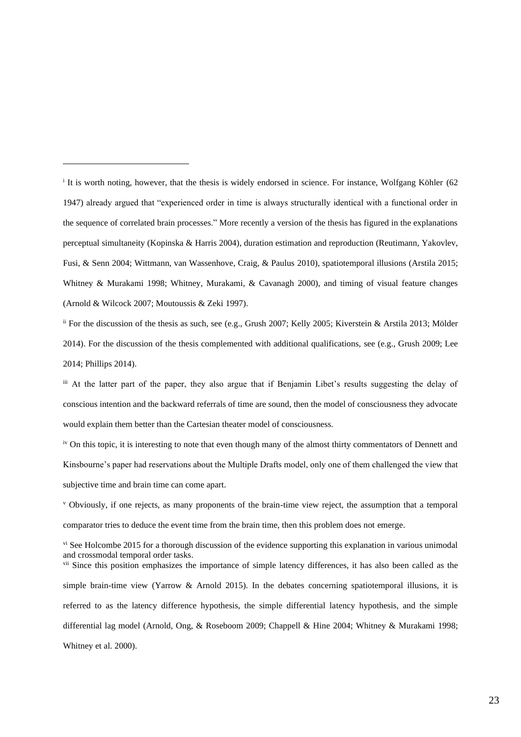[i] It is worth noting, however, that the thesis is widely endorsed in science. For instance, Wolfgang Köhler (62 1947) already argued that "experienced order in time is always structurally identical with a functional order in the sequence of correlated brain processes." More recently a version of the thesis has figured in the explanations perceptual simultaneity (Kopinska & Harris 2004), duration estimation and reproduction (Reutimann, Yakovlev, Fusi, & Senn 2004; Wittmann, van Wassenhove, Craig, & Paulus 2010), spatiotemporal illusions (Arstila 2015; Whitney & Murakami 1998; Whitney, Murakami, & Cavanagh 2000), and timing of visual feature changes (Arnold & Wilcock 2007; Moutoussis & Zeki 1997).

[ii] For the discussion of the thesis as such, see (e.g., Grush 2007; Kelly 2005; Kiverstein & Arstila 2013; Mölder 2014). For the discussion of the thesis complemented with additional qualifications, see (e.g., Grush 2009; Lee 2014; Phillips 2014).

[iii] At the latter part of the paper, they also argue that if Benjamin Libet's results suggesting the delay of conscious intention and the backward referrals of time are sound, then the model of consciousness they advocate would explain them better than the Cartesian theater model of consciousness.

[iv] On this topic, it is interesting to note that even though many of the almost thirty commentators of Dennett and Kinsbourne's paper had reservations about the Multiple Drafts model, only one of them challenged the view that subjective time and brain time can come apart.

[v] Obviously, if one rejects, as many proponents of the brain-time view reject, the assumption that a temporal comparator tries to deduce the event time from the brain time, then this problem does not emerge.

[vi] See Holcombe 2015 for a thorough discussion of the evidence supporting this explanation in various unimodal and crossmodal temporal order tasks.

[vii] Since this position emphasizes the importance of simple latency differences, it has also been called as the simple brain-time view (Yarrow & Arnold 2015). In the debates concerning spatiotemporal illusions, it is referred to as the latency difference hypothesis, the simple differential latency hypothesis, and the simple differential lag model (Arnold, Ong, & Roseboom 2009; Chappell & Hine 2004; Whitney & Murakami 1998; Whitney et al. 2000).